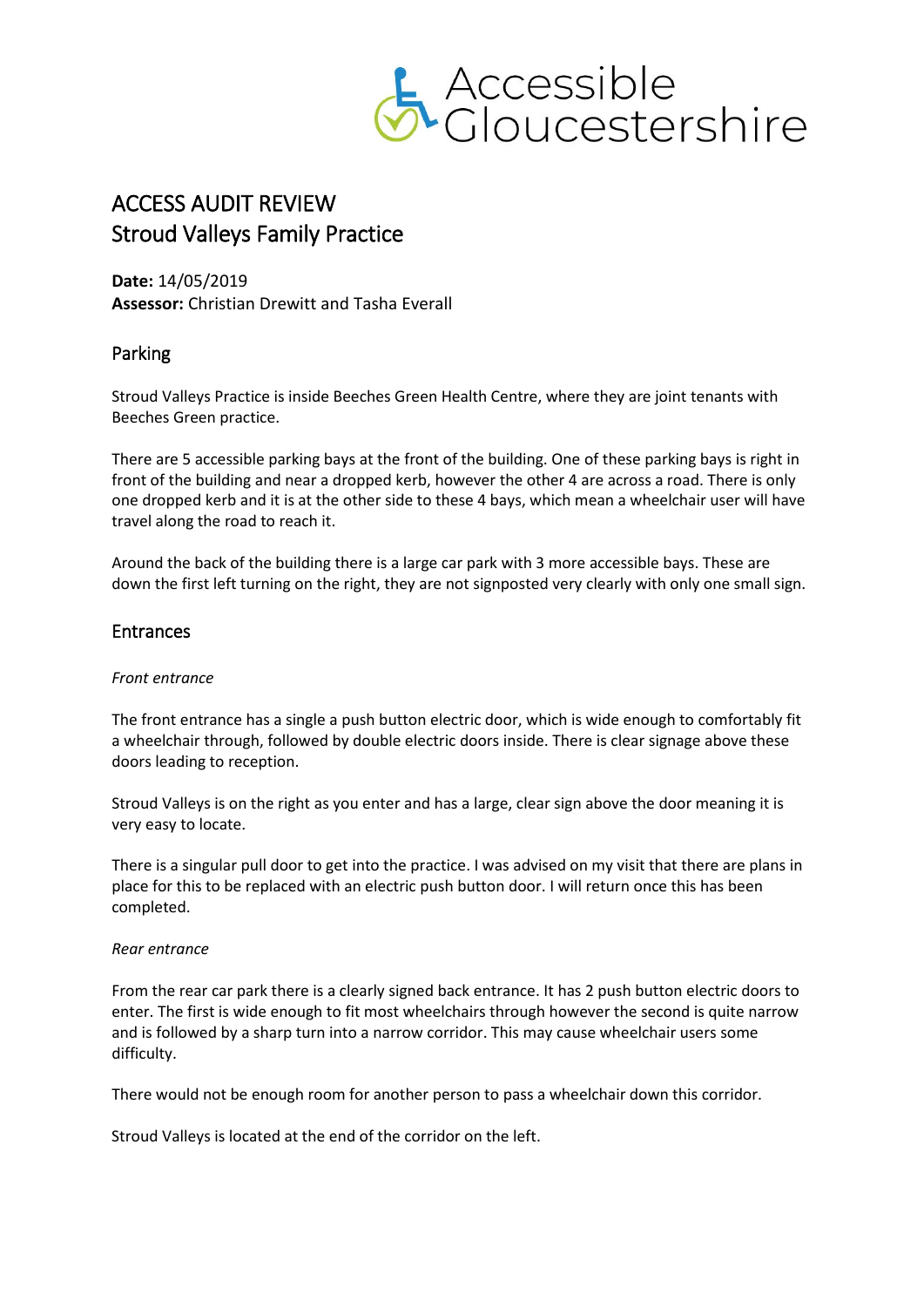Accessible Gloucestershire

# ACCESS AUDIT REVIEW
# Stroud Valleys Family Practice

**Date:** 14/05/2019
**Assessor:** Christian Drewitt and Tasha Everall

## Parking

Stroud Valleys Practice is inside Beeches Green Health Centre, where they are joint tenants with Beeches Green practice.

There are 5 accessible parking bays at the front of the building. One of these parking bays is right in front of the building and near a dropped kerb, however the other 4 are across a road. There is only one dropped kerb and it is at the other side to these 4 bays, which mean a wheelchair user will have travel along the road to reach it.

Around the back of the building there is a large car park with 3 more accessible bays. These are down the first left turning on the right, they are not signposted very clearly with only one small sign.

## Entrances

*Front entrance*

The front entrance has a single a push button electric door, which is wide enough to comfortably fit a wheelchair through, followed by double electric doors inside. There is clear signage above these doors leading to reception.

Stroud Valleys is on the right as you enter and has a large, clear sign above the door meaning it is very easy to locate.

There is a singular pull door to get into the practice. I was advised on my visit that there are plans in place for this to be replaced with an electric push button door. I will return once this has been completed.

*Rear entrance*

From the rear car park there is a clearly signed back entrance. It has 2 push button electric doors to enter. The first is wide enough to fit most wheelchairs through however the second is quite narrow and is followed by a sharp turn into a narrow corridor. This may cause wheelchair users some difficulty.

There would not be enough room for another person to pass a wheelchair down this corridor.

Stroud Valleys is located at the end of the corridor on the left.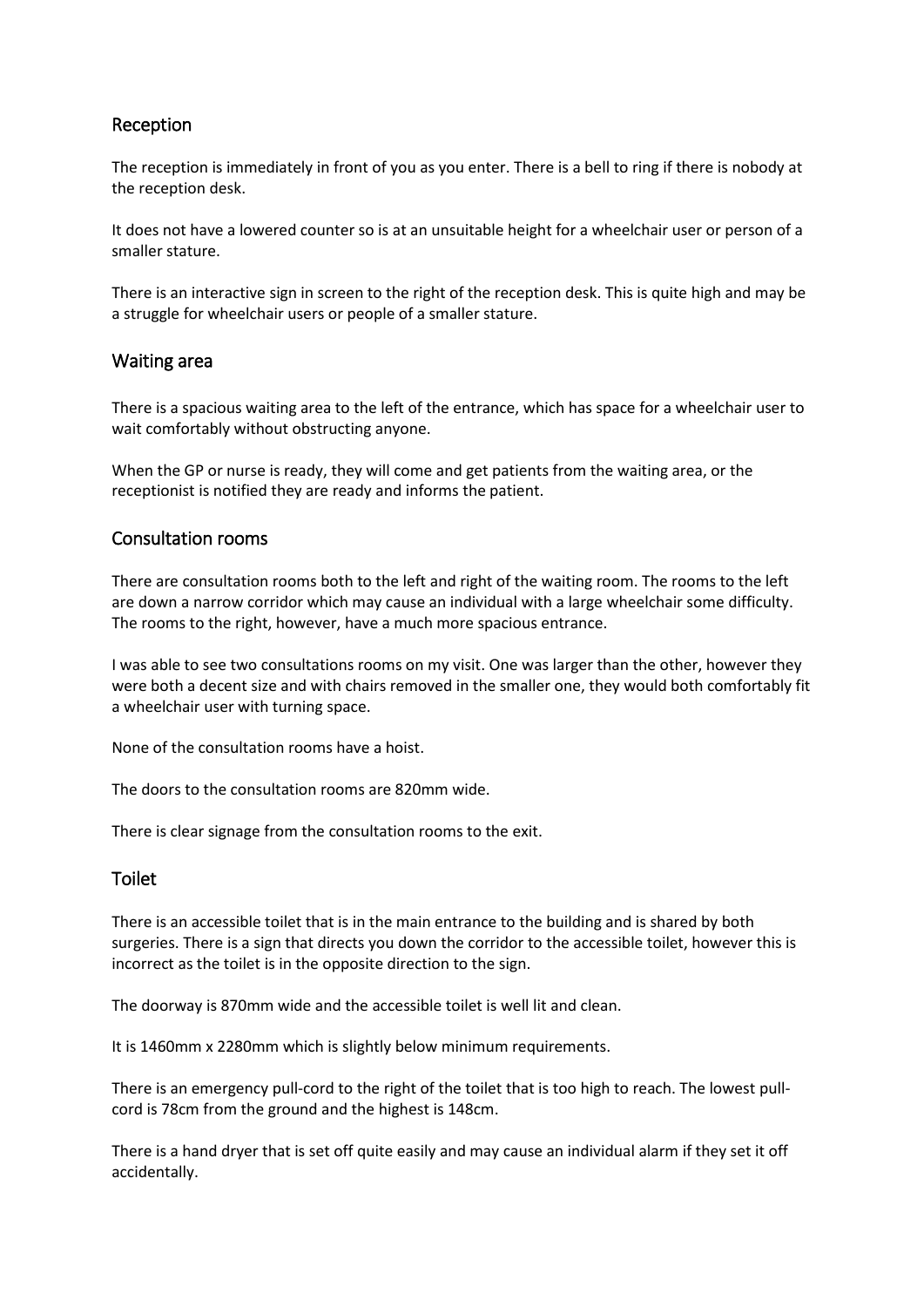## Reception

The reception is immediately in front of you as you enter. There is a bell to ring if there is nobody at the reception desk.

It does not have a lowered counter so is at an unsuitable height for a wheelchair user or person of a smaller stature.

There is an interactive sign in screen to the right of the reception desk. This is quite high and may be a struggle for wheelchair users or people of a smaller stature.

## Waiting area

There is a spacious waiting area to the left of the entrance, which has space for a wheelchair user to wait comfortably without obstructing anyone.

When the GP or nurse is ready, they will come and get patients from the waiting area, or the receptionist is notified they are ready and informs the patient.

## Consultation rooms

There are consultation rooms both to the left and right of the waiting room. The rooms to the left are down a narrow corridor which may cause an individual with a large wheelchair some difficulty. The rooms to the right, however, have a much more spacious entrance.

I was able to see two consultations rooms on my visit. One was larger than the other, however they were both a decent size and with chairs removed in the smaller one, they would both comfortably fit a wheelchair user with turning space.

None of the consultation rooms have a hoist.

The doors to the consultation rooms are 820mm wide.

There is clear signage from the consultation rooms to the exit.

## Toilet

There is an accessible toilet that is in the main entrance to the building and is shared by both surgeries. There is a sign that directs you down the corridor to the accessible toilet, however this is incorrect as the toilet is in the opposite direction to the sign.

The doorway is 870mm wide and the accessible toilet is well lit and clean.

It is 1460mm x 2280mm which is slightly below minimum requirements.

There is an emergency pull-cord to the right of the toilet that is too high to reach. The lowest pull-cord is 78cm from the ground and the highest is 148cm.

There is a hand dryer that is set off quite easily and may cause an individual alarm if they set it off accidentally.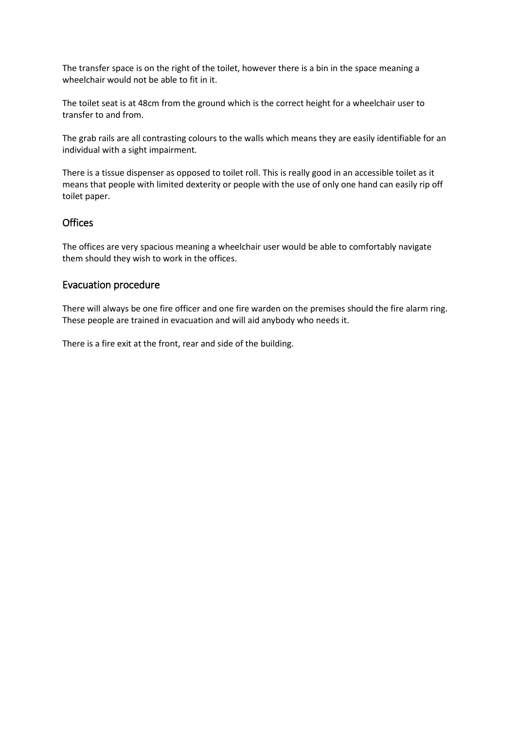The transfer space is on the right of the toilet, however there is a bin in the space meaning a wheelchair would not be able to fit in it.

The toilet seat is at 48cm from the ground which is the correct height for a wheelchair user to transfer to and from.

The grab rails are all contrasting colours to the walls which means they are easily identifiable for an individual with a sight impairment.

There is a tissue dispenser as opposed to toilet roll. This is really good in an accessible toilet as it means that people with limited dexterity or people with the use of only one hand can easily rip off toilet paper.

## Offices

The offices are very spacious meaning a wheelchair user would be able to comfortably navigate them should they wish to work in the offices.

## Evacuation procedure

There will always be one fire officer and one fire warden on the premises should the fire alarm ring. These people are trained in evacuation and will aid anybody who needs it.

There is a fire exit at the front, rear and side of the building.